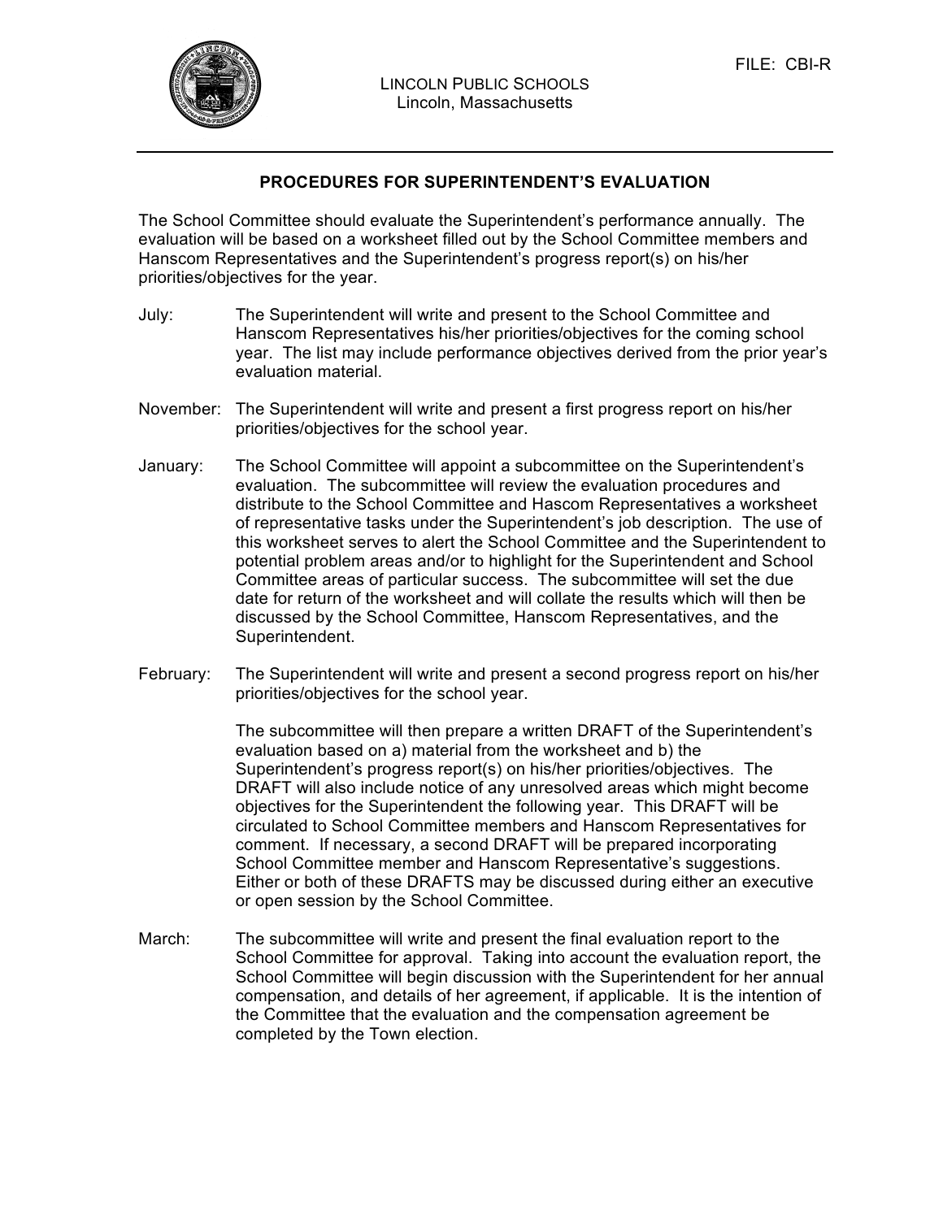LINCOLN PUBLIC SCHOOLS
Lincoln, Massachusetts

FILE: CBI-R

## PROCEDURES FOR SUPERINTENDENT'S EVALUATION

The School Committee should evaluate the Superintendent's performance annually. The evaluation will be based on a worksheet filled out by the School Committee members and Hanscom Representatives and the Superintendent's progress report(s) on his/her priorities/objectives for the year.

July: The Superintendent will write and present to the School Committee and Hanscom Representatives his/her priorities/objectives for the coming school year. The list may include performance objectives derived from the prior year's evaluation material.

November: The Superintendent will write and present a first progress report on his/her priorities/objectives for the school year.

January: The School Committee will appoint a subcommittee on the Superintendent's evaluation. The subcommittee will review the evaluation procedures and distribute to the School Committee and Hascom Representatives a worksheet of representative tasks under the Superintendent's job description. The use of this worksheet serves to alert the School Committee and the Superintendent to potential problem areas and/or to highlight for the Superintendent and School Committee areas of particular success. The subcommittee will set the due date for return of the worksheet and will collate the results which will then be discussed by the School Committee, Hanscom Representatives, and the Superintendent.

February: The Superintendent will write and present a second progress report on his/her priorities/objectives for the school year.

The subcommittee will then prepare a written DRAFT of the Superintendent's evaluation based on a) material from the worksheet and b) the Superintendent's progress report(s) on his/her priorities/objectives. The DRAFT will also include notice of any unresolved areas which might become objectives for the Superintendent the following year. This DRAFT will be circulated to School Committee members and Hanscom Representatives for comment. If necessary, a second DRAFT will be prepared incorporating School Committee member and Hanscom Representative's suggestions. Either or both of these DRAFTS may be discussed during either an executive or open session by the School Committee.

March: The subcommittee will write and present the final evaluation report to the School Committee for approval. Taking into account the evaluation report, the School Committee will begin discussion with the Superintendent for her annual compensation, and details of her agreement, if applicable. It is the intention of the Committee that the evaluation and the compensation agreement be completed by the Town election.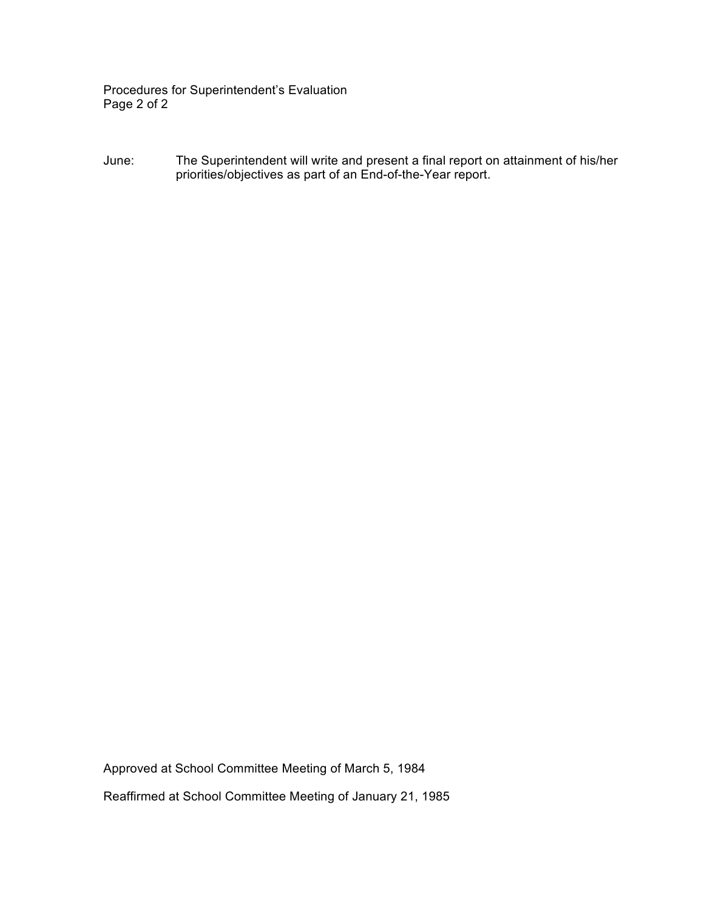June: The Superintendent will write and present a final report on attainment of his/her priorities/objectives as part of an End-of-the-Year report.

Approved at School Committee Meeting of March 5, 1984

Reaffirmed at School Committee Meeting of January 21, 1985